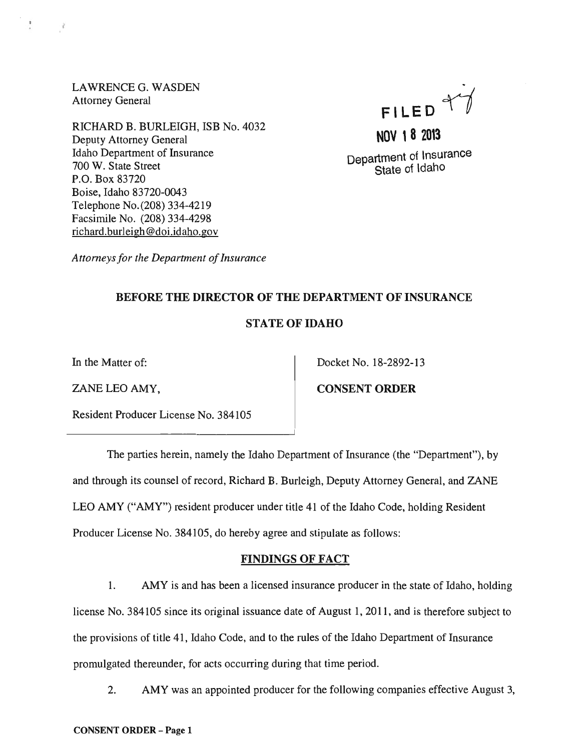LAWRENCE G. WASDEN
Attorney General

RICHARD B. BURLEIGH, ISB No. 4032
Deputy Attorney General
Idaho Department of Insurance
700 W. State Street
P.O. Box 83720
Boise, Idaho 83720-0043
Telephone No. (208) 334-4219
Facsimile No. (208) 334-4298
richard.burleigh@doi.idaho.gov

*Attorneys for the Department of Insurance*

FILED

NOV 18 2013

Department of Insurance
State of Idaho

**BEFORE THE DIRECTOR OF THE DEPARTMENT OF INSURANCE**

**STATE OF IDAHO**

| | |
|---|---|
| In the Matter of:<br><br>ZANE LEO AMY,<br><br>Resident Producer License No. 384105 | Docket No. 18-2892-13<br><br>**CONSENT ORDER** |

The parties herein, namely the Idaho Department of Insurance (the "Department"), by and through its counsel of record, Richard B. Burleigh, Deputy Attorney General, and ZANE LEO AMY ("AMY") resident producer under title 41 of the Idaho Code, holding Resident Producer License No. 384105, do hereby agree and stipulate as follows:

## FINDINGS OF FACT

1. AMY is and has been a licensed insurance producer in the state of Idaho, holding license No. 384105 since its original issuance date of August 1, 2011, and is therefore subject to the provisions of title 41, Idaho Code, and to the rules of the Idaho Department of Insurance promulgated thereunder, for acts occurring during that time period.

2. AMY was an appointed producer for the following companies effective August 3,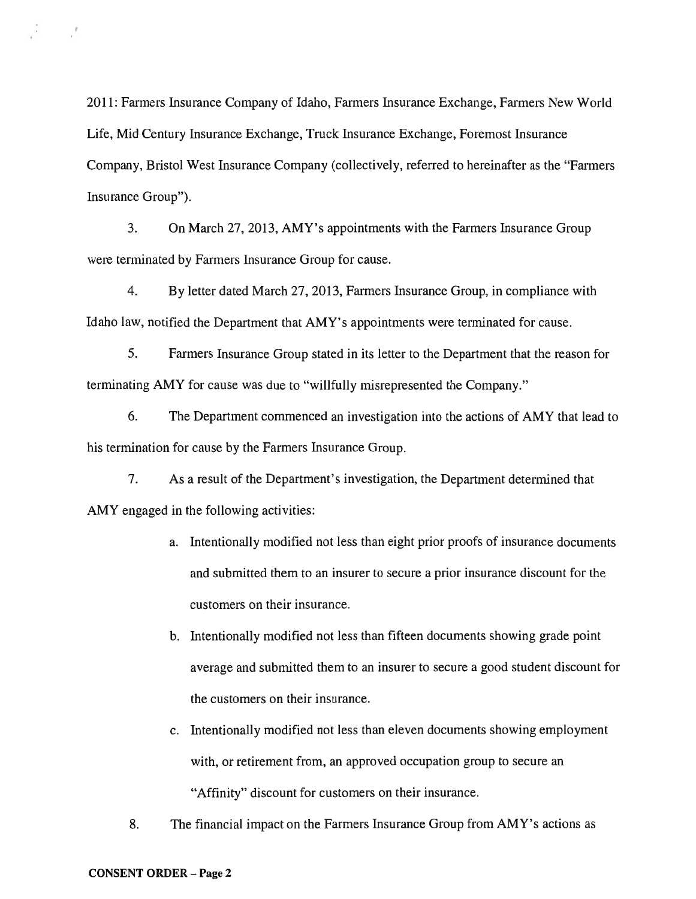2011: Farmers Insurance Company of Idaho, Farmers Insurance Exchange, Farmers New World Life, Mid Century Insurance Exchange, Truck Insurance Exchange, Foremost Insurance Company, Bristol West Insurance Company (collectively, referred to hereinafter as the "Farmers Insurance Group").

3. On March 27, 2013, AMY's appointments with the Farmers Insurance Group were terminated by Farmers Insurance Group for cause.

4. By letter dated March 27, 2013, Farmers Insurance Group, in compliance with Idaho law, notified the Department that AMY's appointments were terminated for cause.

5. Farmers Insurance Group stated in its letter to the Department that the reason for terminating AMY for cause was due to "willfully misrepresented the Company."

6. The Department commenced an investigation into the actions of AMY that lead to his termination for cause by the Farmers Insurance Group.

7. As a result of the Department's investigation, the Department determined that AMY engaged in the following activities:

   a. Intentionally modified not less than eight prior proofs of insurance documents and submitted them to an insurer to secure a prior insurance discount for the customers on their insurance.

   b. Intentionally modified not less than fifteen documents showing grade point average and submitted them to an insurer to secure a good student discount for the customers on their insurance.

   c. Intentionally modified not less than eleven documents showing employment with, or retirement from, an approved occupation group to secure an "Affinity" discount for customers on their insurance.

8. The financial impact on the Farmers Insurance Group from AMY's actions as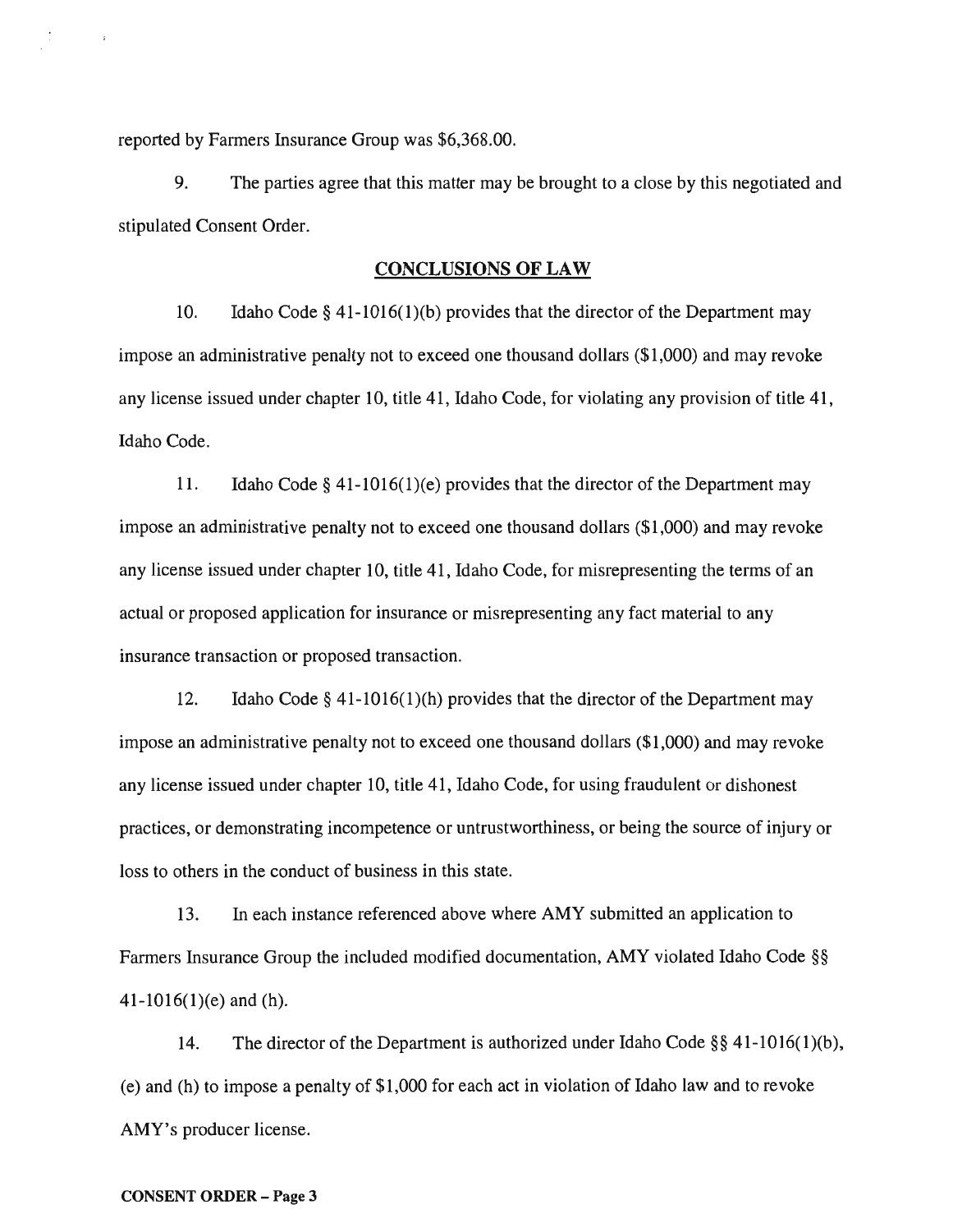reported by Farmers Insurance Group was $6,368.00.

9. The parties agree that this matter may be brought to a close by this negotiated and stipulated Consent Order.

## CONCLUSIONS OF LAW

10. Idaho Code § 41-1016(1)(b) provides that the director of the Department may impose an administrative penalty not to exceed one thousand dollars ($1,000) and may revoke any license issued under chapter 10, title 41, Idaho Code, for violating any provision of title 41, Idaho Code.

11. Idaho Code § 41-1016(1)(e) provides that the director of the Department may impose an administrative penalty not to exceed one thousand dollars ($1,000) and may revoke any license issued under chapter 10, title 41, Idaho Code, for misrepresenting the terms of an actual or proposed application for insurance or misrepresenting any fact material to any insurance transaction or proposed transaction.

12. Idaho Code § 41-1016(1)(h) provides that the director of the Department may impose an administrative penalty not to exceed one thousand dollars ($1,000) and may revoke any license issued under chapter 10, title 41, Idaho Code, for using fraudulent or dishonest practices, or demonstrating incompetence or untrustworthiness, or being the source of injury or loss to others in the conduct of business in this state.

13. In each instance referenced above where AMY submitted an application to Farmers Insurance Group the included modified documentation, AMY violated Idaho Code §§ 41-1016(1)(e) and (h).

14. The director of the Department is authorized under Idaho Code §§ 41-1016(1)(b), (e) and (h) to impose a penalty of $1,000 for each act in violation of Idaho law and to revoke AMY's producer license.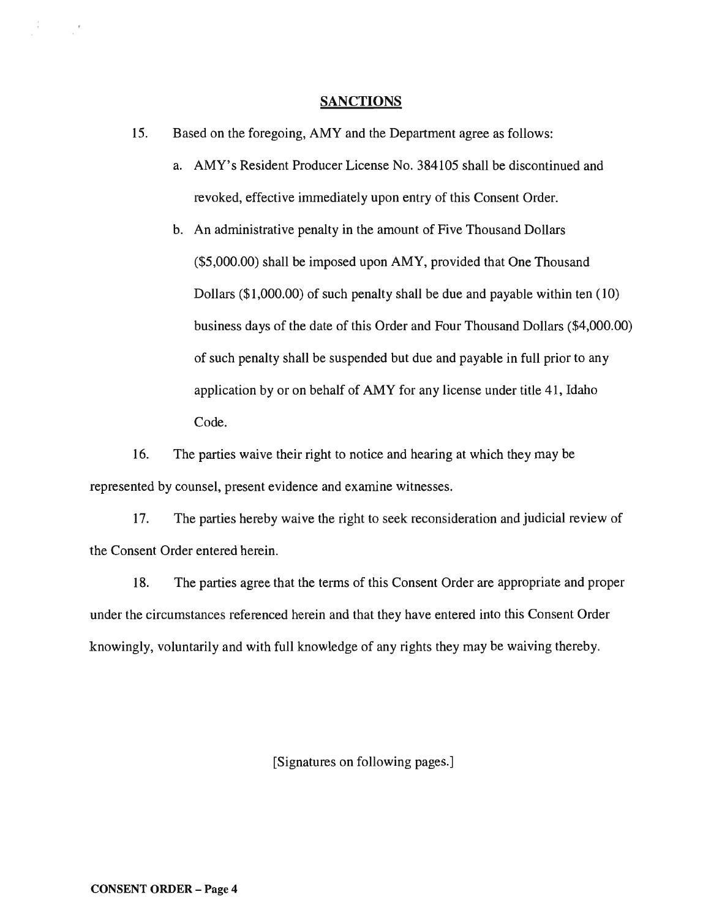## SANCTIONS

15. Based on the foregoing, AMY and the Department agree as follows:

    a. AMY's Resident Producer License No. 384105 shall be discontinued and revoked, effective immediately upon entry of this Consent Order.

    b. An administrative penalty in the amount of Five Thousand Dollars ($5,000.00) shall be imposed upon AMY, provided that One Thousand Dollars ($1,000.00) of such penalty shall be due and payable within ten (10) business days of the date of this Order and Four Thousand Dollars ($4,000.00) of such penalty shall be suspended but due and payable in full prior to any application by or on behalf of AMY for any license under title 41, Idaho Code.

16. The parties waive their right to notice and hearing at which they may be represented by counsel, present evidence and examine witnesses.

17. The parties hereby waive the right to seek reconsideration and judicial review of the Consent Order entered herein.

18. The parties agree that the terms of this Consent Order are appropriate and proper under the circumstances referenced herein and that they have entered into this Consent Order knowingly, voluntarily and with full knowledge of any rights they may be waiving thereby.

[Signatures on following pages.]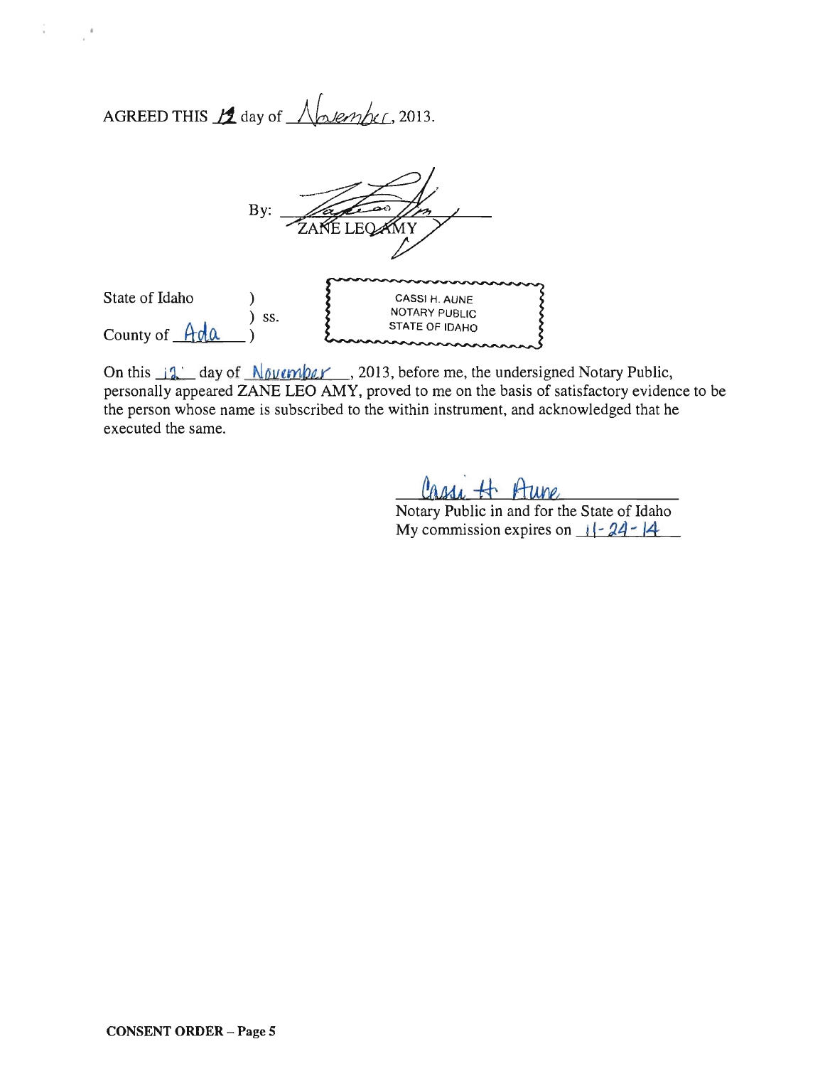AGREED THIS 12 day of November, 2013.

By: ______________________
ZANE LEO AMY

State of Idaho )
) ss.
County of Ada )

CASSI H. AUNE
NOTARY PUBLIC
STATE OF IDAHO

On this 12 day of November, 2013, before me, the undersigned Notary Public, personally appeared ZANE LEO AMY, proved to me on the basis of satisfactory evidence to be the person whose name is subscribed to the within instrument, and acknowledged that he executed the same.

Cassi H. Aune
Notary Public in and for the State of Idaho
My commission expires on 11-24-14

**CONSENT ORDER – Page 5**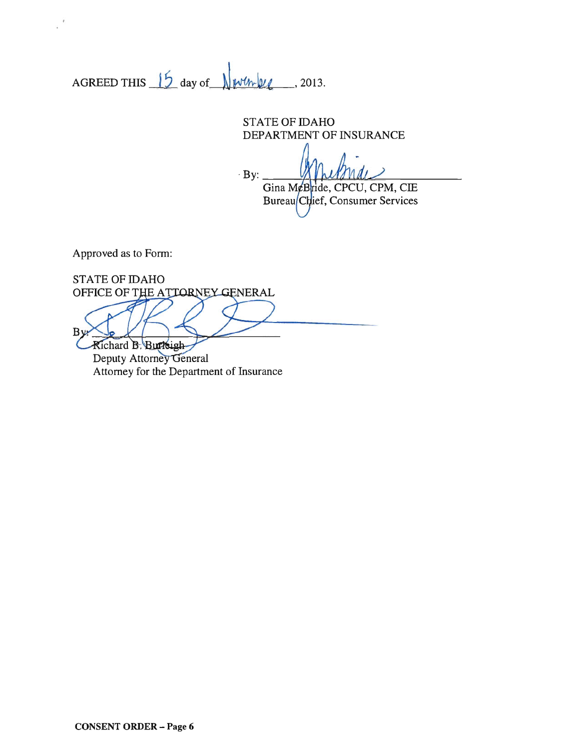AGREED THIS 15 day of November, 2013.

STATE OF IDAHO
DEPARTMENT OF INSURANCE

By: ______________________________
Gina McBride, CPCU, CPM, CIE
Bureau Chief, Consumer Services

Approved as to Form:

STATE OF IDAHO
OFFICE OF THE ATTORNEY GENERAL

By: ______________________________
Richard B. Burleigh
Deputy Attorney General
Attorney for the Department of Insurance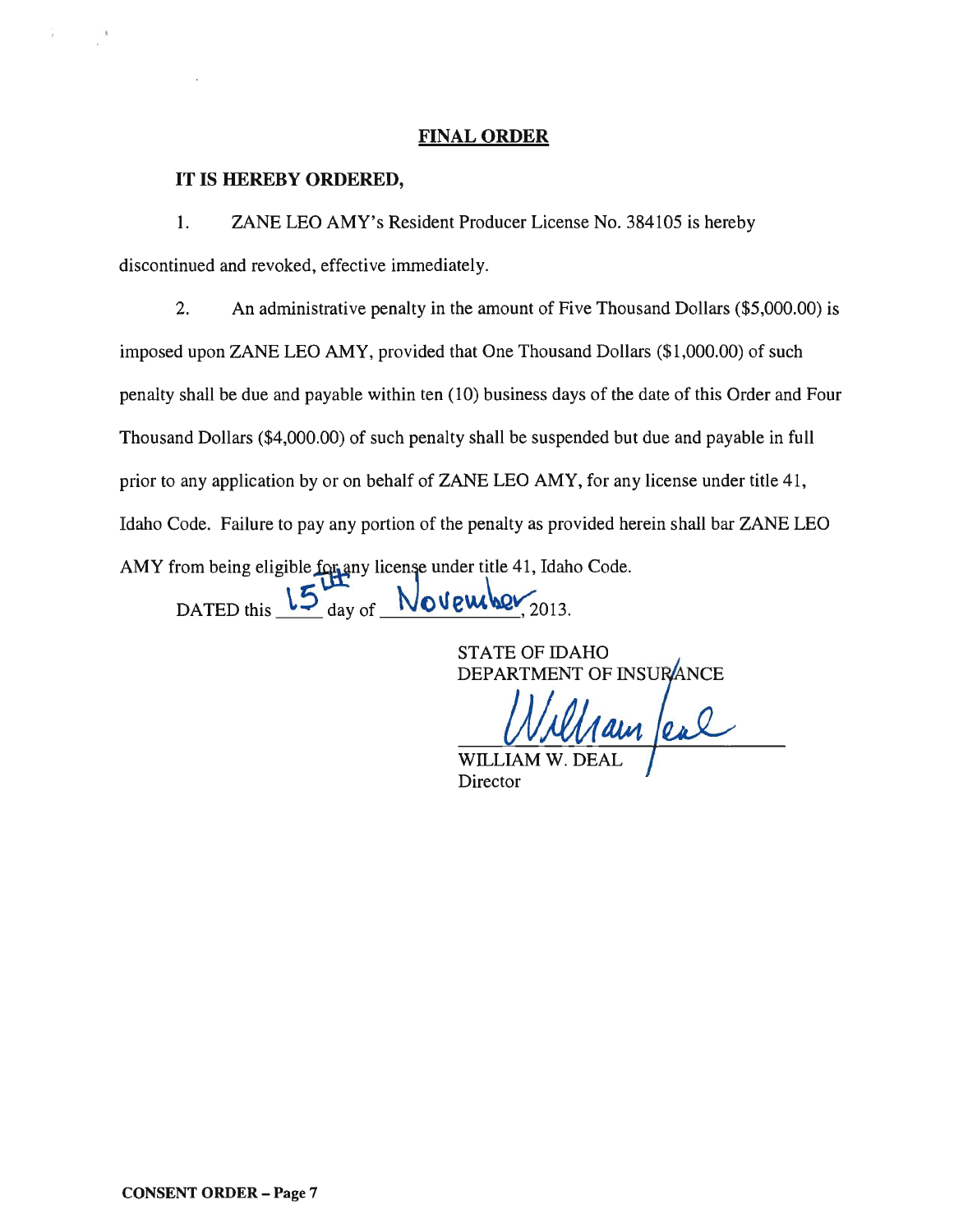## FINAL ORDER

**IT IS HEREBY ORDERED,**

1. ZANE LEO AMY's Resident Producer License No. 384105 is hereby discontinued and revoked, effective immediately.

2. An administrative penalty in the amount of Five Thousand Dollars ($5,000.00) is imposed upon ZANE LEO AMY, provided that One Thousand Dollars ($1,000.00) of such penalty shall be due and payable within ten (10) business days of the date of this Order and Four Thousand Dollars ($4,000.00) of such penalty shall be suspended but due and payable in full prior to any application by or on behalf of ZANE LEO AMY, for any license under title 41, Idaho Code. Failure to pay any portion of the penalty as provided herein shall bar ZANE LEO AMY from being eligible for any license under title 41, Idaho Code.

DATED this 15th day of November, 2013.

STATE OF IDAHO
DEPARTMENT OF INSURANCE

William Deal

WILLIAM W. DEAL
Director

**CONSENT ORDER – Page 7**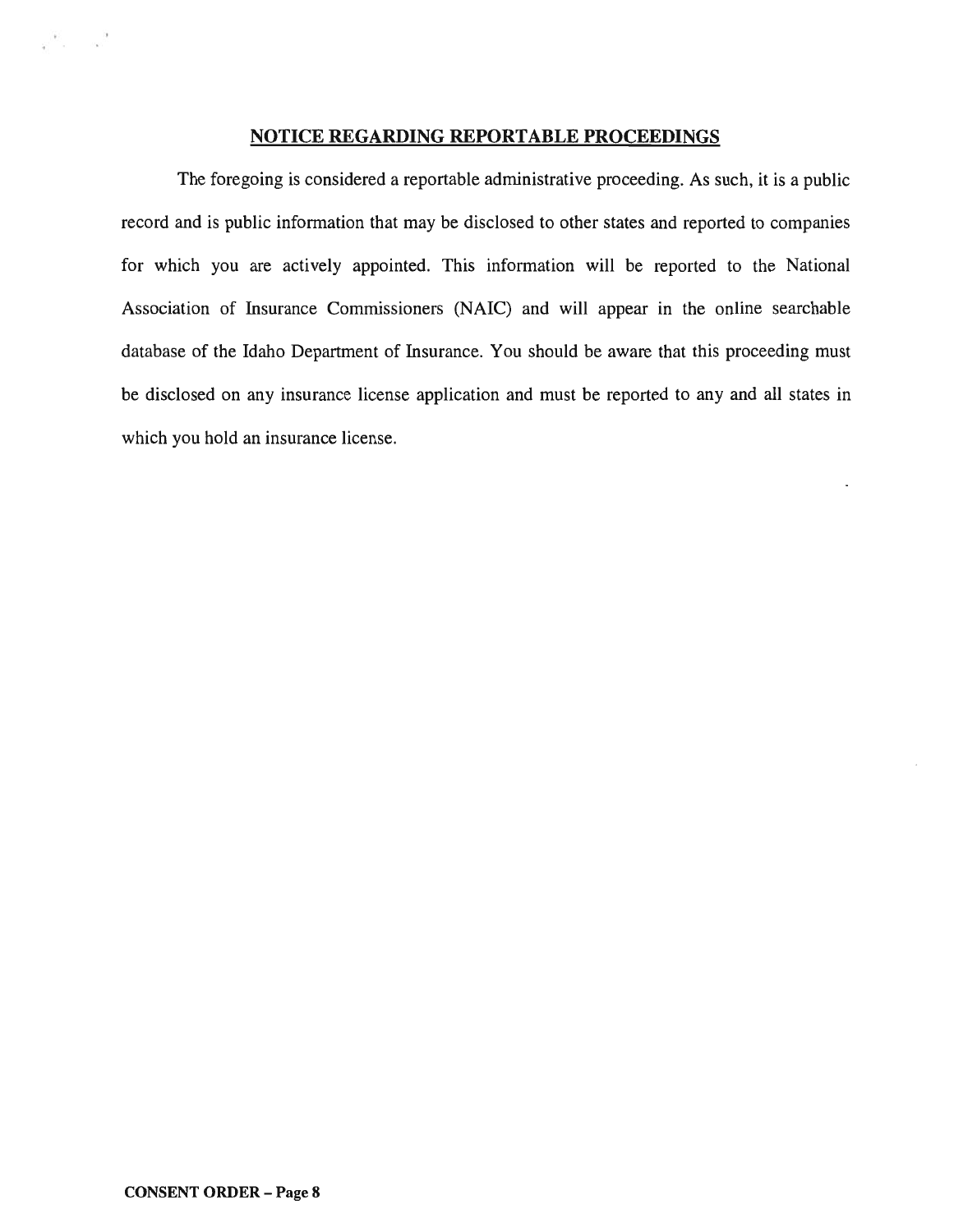## NOTICE REGARDING REPORTABLE PROCEEDINGS

The foregoing is considered a reportable administrative proceeding. As such, it is a public record and is public information that may be disclosed to other states and reported to companies for which you are actively appointed. This information will be reported to the National Association of Insurance Commissioners (NAIC) and will appear in the online searchable database of the Idaho Department of Insurance. You should be aware that this proceeding must be disclosed on any insurance license application and must be reported to any and all states in which you hold an insurance license.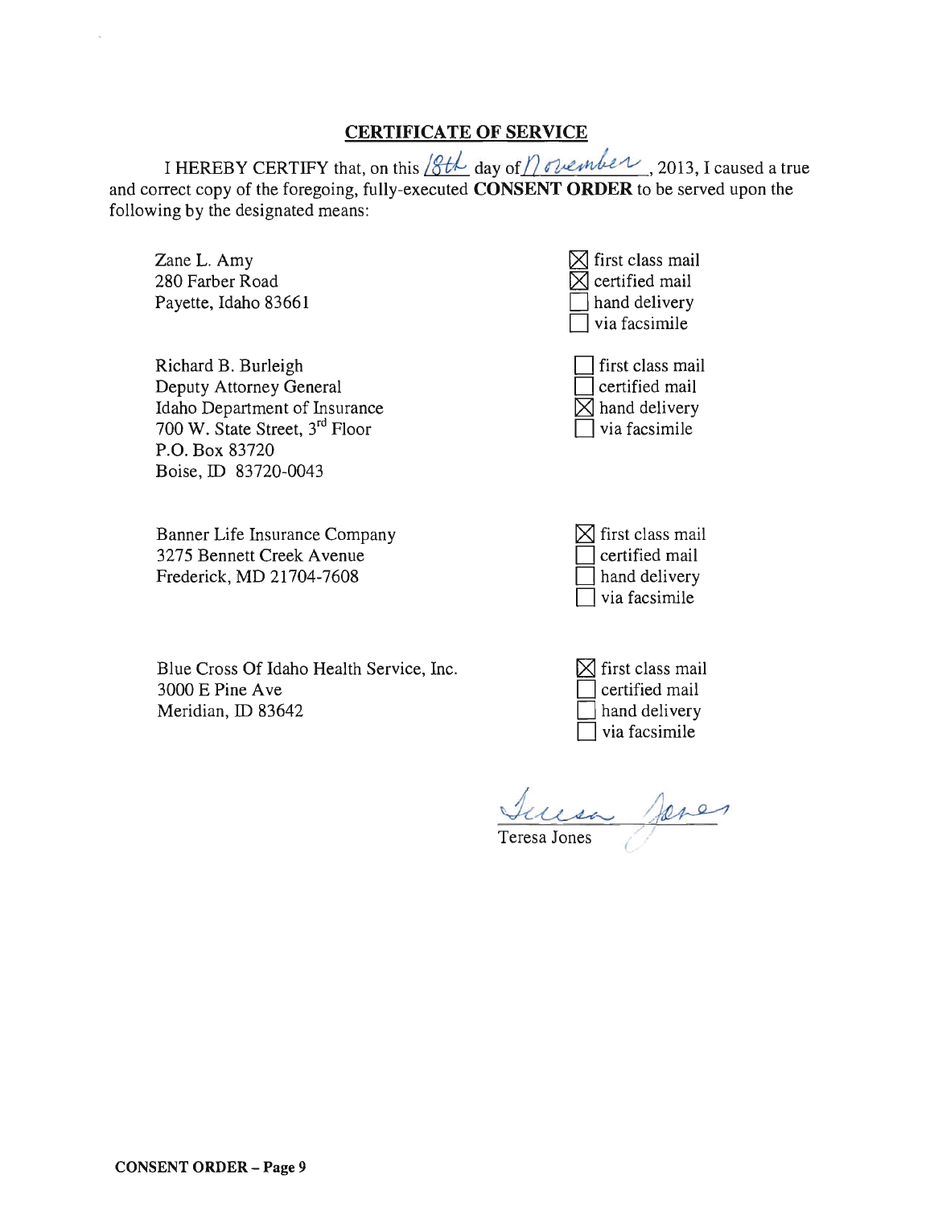## CERTIFICATE OF SERVICE

I HEREBY CERTIFY that, on this 18th day of November, 2013, I caused a true and correct copy of the foregoing, fully-executed **CONSENT ORDER** to be served upon the following by the designated means:

Zane L. Amy
280 Farber Road
Payette, Idaho 83661

- [x] first class mail
- [x] certified mail
- [ ] hand delivery
- [ ] via facsimile

Richard B. Burleigh
Deputy Attorney General
Idaho Department of Insurance
700 W. State Street, 3rd Floor
P.O. Box 83720
Boise, ID 83720-0043

- [ ] first class mail
- [ ] certified mail
- [x] hand delivery
- [ ] via facsimile

Banner Life Insurance Company
3275 Bennett Creek Avenue
Frederick, MD 21704-7608

- [x] first class mail
- [ ] certified mail
- [ ] hand delivery
- [ ] via facsimile

Blue Cross Of Idaho Health Service, Inc.
3000 E Pine Ave
Meridian, ID 83642

- [x] first class mail
- [ ] certified mail
- [ ] hand delivery
- [ ] via facsimile

Teresa Jones